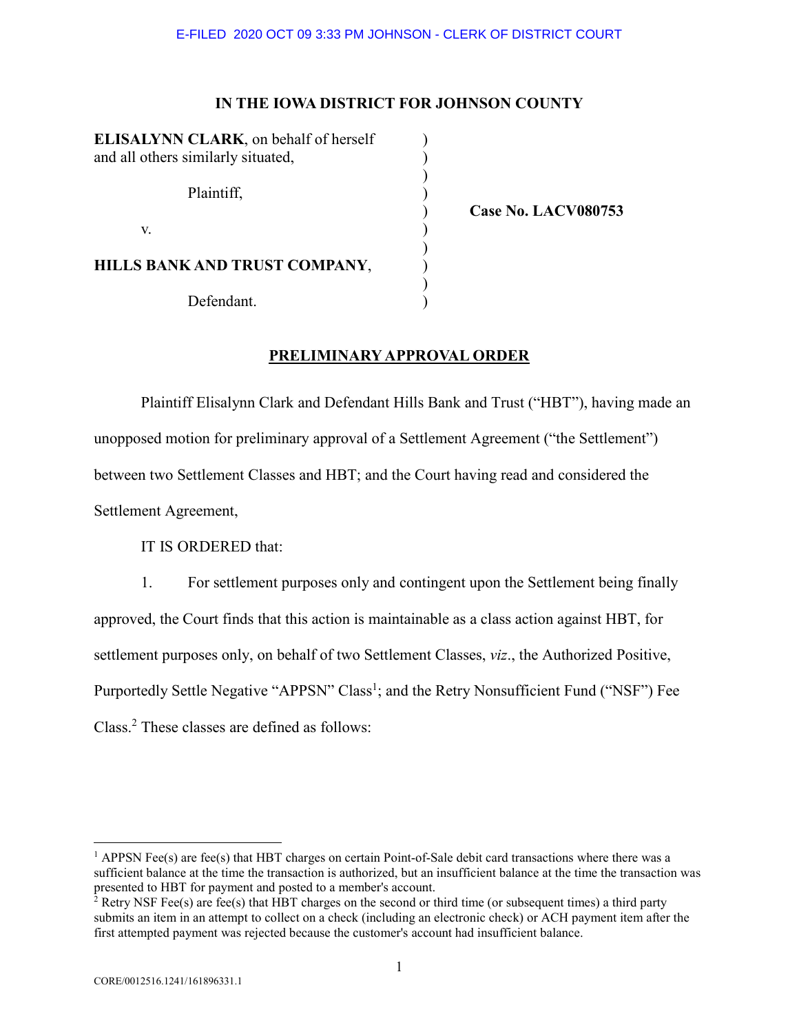E-FILED 2020 OCT 09 3:33 PM JOHNSON - CLERK OF DISTRICT COURT

**IN THE IOWA DISTRICT FOR JOHNSON COUNTY**

**ELISALYNN CLARK**, on behalf of herself and all others similarly situated,

Plaintiff,

v.

**HILLS BANK AND TRUST COMPANY**,

Defendant.

**Case No. LACV080753**

## PRELIMINARY APPROVAL ORDER

Plaintiff Elisalynn Clark and Defendant Hills Bank and Trust ("HBT"), having made an unopposed motion for preliminary approval of a Settlement Agreement ("the Settlement") between two Settlement Classes and HBT; and the Court having read and considered the Settlement Agreement,

IT IS ORDERED that:

1. For settlement purposes only and contingent upon the Settlement being finally approved, the Court finds that this action is maintainable as a class action against HBT, for settlement purposes only, on behalf of two Settlement Classes, *viz*., the Authorized Positive, Purportedly Settle Negative "APPSN" Class[1]; and the Retry Nonsufficient Fund ("NSF") Fee Class.[2] These classes are defined as follows:

---

[1] APPSN Fee(s) are fee(s) that HBT charges on certain Point-of-Sale debit card transactions where there was a sufficient balance at the time the transaction is authorized, but an insufficient balance at the time the transaction was presented to HBT for payment and posted to a member's account.

[2] Retry NSF Fee(s) are fee(s) that HBT charges on the second or third time (or subsequent times) a third party submits an item in an attempt to collect on a check (including an electronic check) or ACH payment item after the first attempted payment was rejected because the customer's account had insufficient balance.

CORE/0012516.1241/161896331.1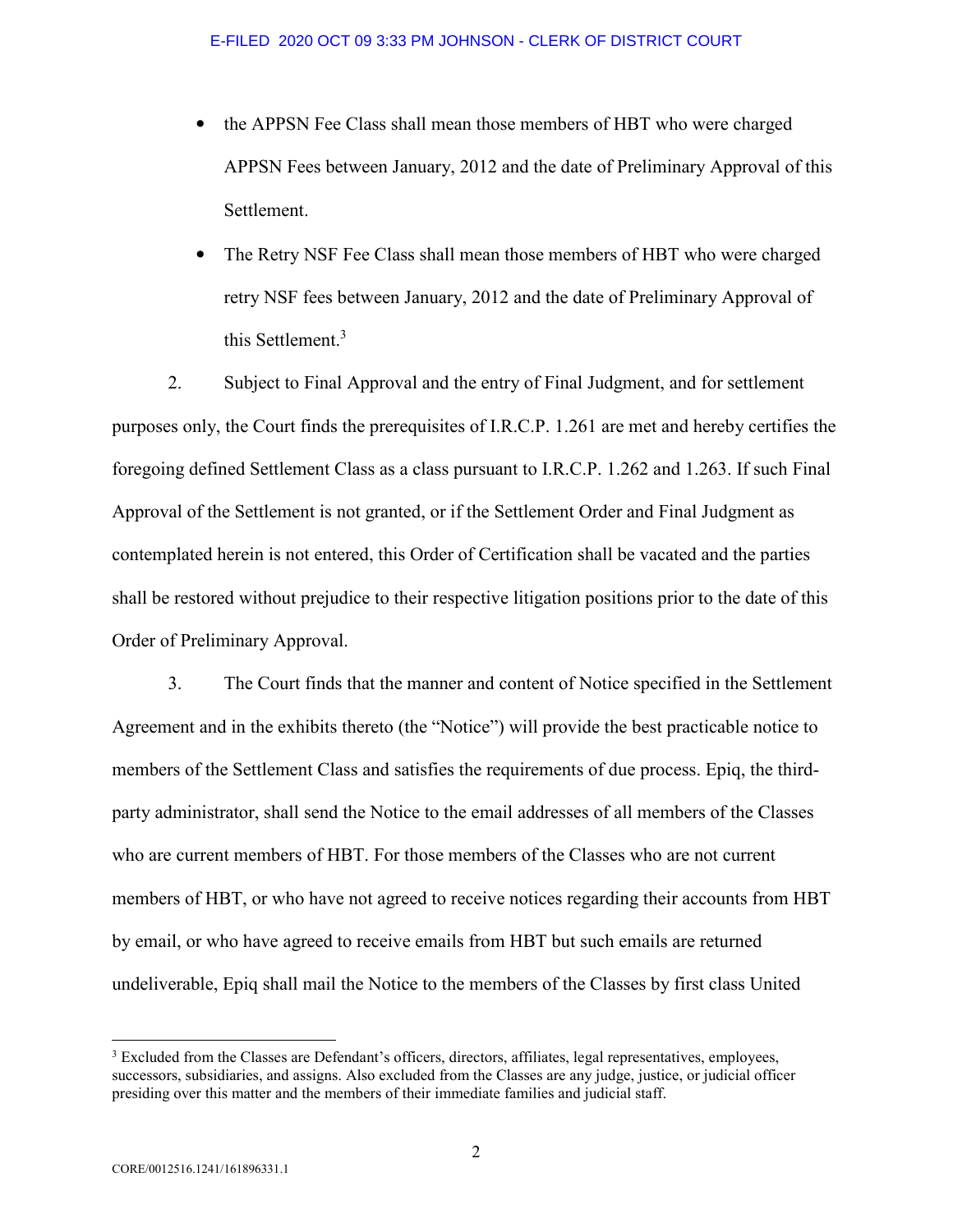- the APPSN Fee Class shall mean those members of HBT who were charged APPSN Fees between January, 2012 and the date of Preliminary Approval of this Settlement.
- The Retry NSF Fee Class shall mean those members of HBT who were charged retry NSF fees between January, 2012 and the date of Preliminary Approval of this Settlement.[3]

2. Subject to Final Approval and the entry of Final Judgment, and for settlement purposes only, the Court finds the prerequisites of I.R.C.P. 1.261 are met and hereby certifies the foregoing defined Settlement Class as a class pursuant to I.R.C.P. 1.262 and 1.263. If such Final Approval of the Settlement is not granted, or if the Settlement Order and Final Judgment as contemplated herein is not entered, this Order of Certification shall be vacated and the parties shall be restored without prejudice to their respective litigation positions prior to the date of this Order of Preliminary Approval.

3. The Court finds that the manner and content of Notice specified in the Settlement Agreement and in the exhibits thereto (the "Notice") will provide the best practicable notice to members of the Settlement Class and satisfies the requirements of due process. Epiq, the third-party administrator, shall send the Notice to the email addresses of all members of the Classes who are current members of HBT. For those members of the Classes who are not current members of HBT, or who have not agreed to receive notices regarding their accounts from HBT by email, or who have agreed to receive emails from HBT but such emails are returned undeliverable, Epiq shall mail the Notice to the members of the Classes by first class United

[3] Excluded from the Classes are Defendant's officers, directors, affiliates, legal representatives, employees, successors, subsidiaries, and assigns. Also excluded from the Classes are any judge, justice, or judicial officer presiding over this matter and the members of their immediate families and judicial staff.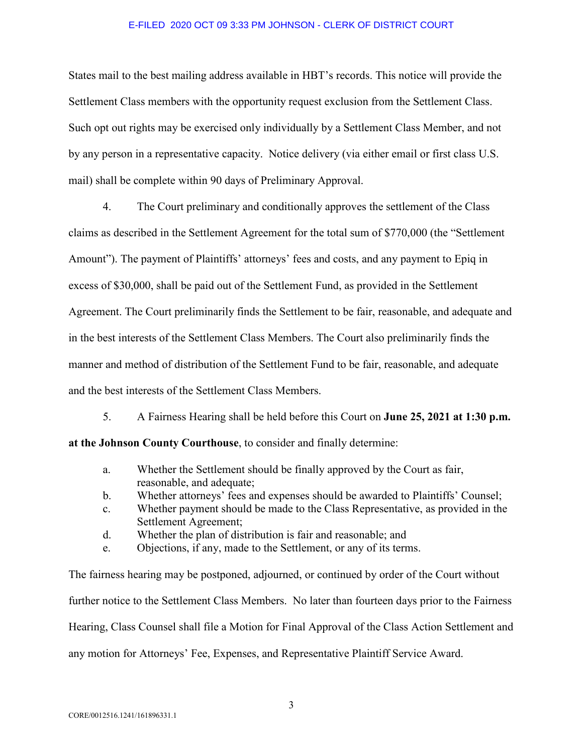States mail to the best mailing address available in HBT's records. This notice will provide the Settlement Class members with the opportunity request exclusion from the Settlement Class. Such opt out rights may be exercised only individually by a Settlement Class Member, and not by any person in a representative capacity. Notice delivery (via either email or first class U.S. mail) shall be complete within 90 days of Preliminary Approval.

4. The Court preliminary and conditionally approves the settlement of the Class claims as described in the Settlement Agreement for the total sum of $770,000 (the "Settlement Amount"). The payment of Plaintiffs' attorneys' fees and costs, and any payment to Epiq in excess of $30,000, shall be paid out of the Settlement Fund, as provided in the Settlement Agreement. The Court preliminarily finds the Settlement to be fair, reasonable, and adequate and in the best interests of the Settlement Class Members. The Court also preliminarily finds the manner and method of distribution of the Settlement Fund to be fair, reasonable, and adequate and the best interests of the Settlement Class Members.

5. A Fairness Hearing shall be held before this Court on **June 25, 2021 at 1:30 p.m. at the Johnson County Courthouse**, to consider and finally determine:

a. Whether the Settlement should be finally approved by the Court as fair, reasonable, and adequate;
b. Whether attorneys' fees and expenses should be awarded to Plaintiffs' Counsel;
c. Whether payment should be made to the Class Representative, as provided in the Settlement Agreement;
d. Whether the plan of distribution is fair and reasonable; and
e. Objections, if any, made to the Settlement, or any of its terms.

The fairness hearing may be postponed, adjourned, or continued by order of the Court without further notice to the Settlement Class Members. No later than fourteen days prior to the Fairness Hearing, Class Counsel shall file a Motion for Final Approval of the Class Action Settlement and any motion for Attorneys' Fee, Expenses, and Representative Plaintiff Service Award.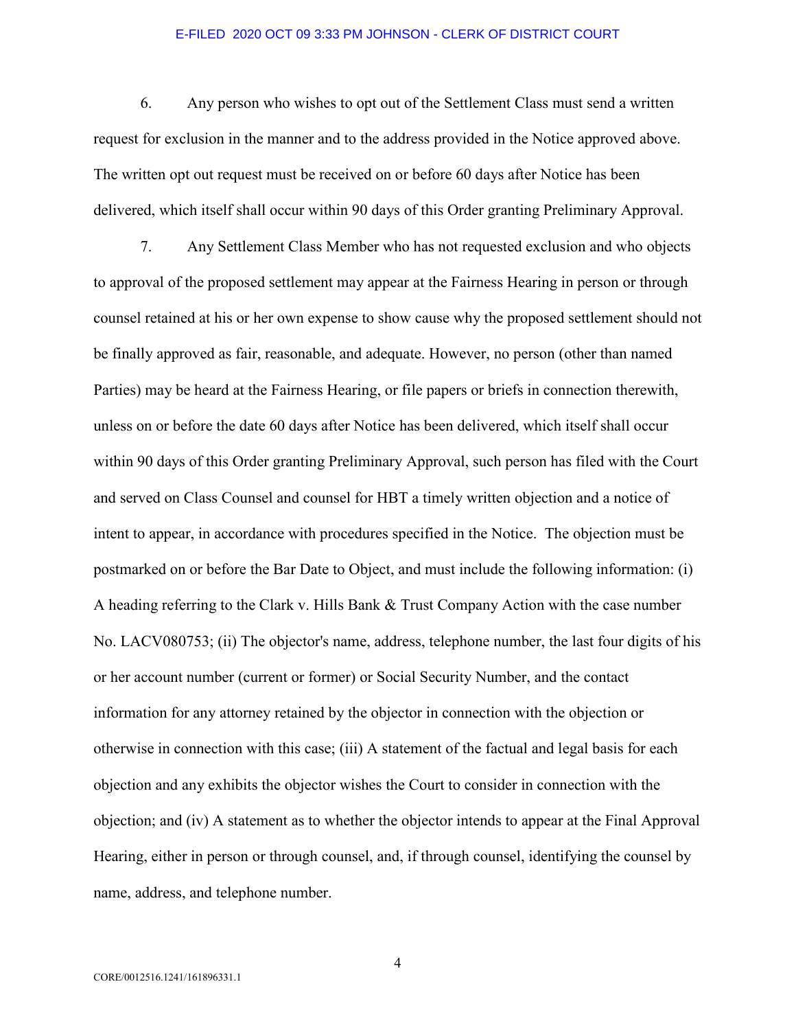6. Any person who wishes to opt out of the Settlement Class must send a written request for exclusion in the manner and to the address provided in the Notice approved above. The written opt out request must be received on or before 60 days after Notice has been delivered, which itself shall occur within 90 days of this Order granting Preliminary Approval.

7. Any Settlement Class Member who has not requested exclusion and who objects to approval of the proposed settlement may appear at the Fairness Hearing in person or through counsel retained at his or her own expense to show cause why the proposed settlement should not be finally approved as fair, reasonable, and adequate. However, no person (other than named Parties) may be heard at the Fairness Hearing, or file papers or briefs in connection therewith, unless on or before the date 60 days after Notice has been delivered, which itself shall occur within 90 days of this Order granting Preliminary Approval, such person has filed with the Court and served on Class Counsel and counsel for HBT a timely written objection and a notice of intent to appear, in accordance with procedures specified in the Notice. The objection must be postmarked on or before the Bar Date to Object, and must include the following information: (i) A heading referring to the Clark v. Hills Bank & Trust Company Action with the case number No. LACV080753; (ii) The objector's name, address, telephone number, the last four digits of his or her account number (current or former) or Social Security Number, and the contact information for any attorney retained by the objector in connection with the objection or otherwise in connection with this case; (iii) A statement of the factual and legal basis for each objection and any exhibits the objector wishes the Court to consider in connection with the objection; and (iv) A statement as to whether the objector intends to appear at the Final Approval Hearing, either in person or through counsel, and, if through counsel, identifying the counsel by name, address, and telephone number.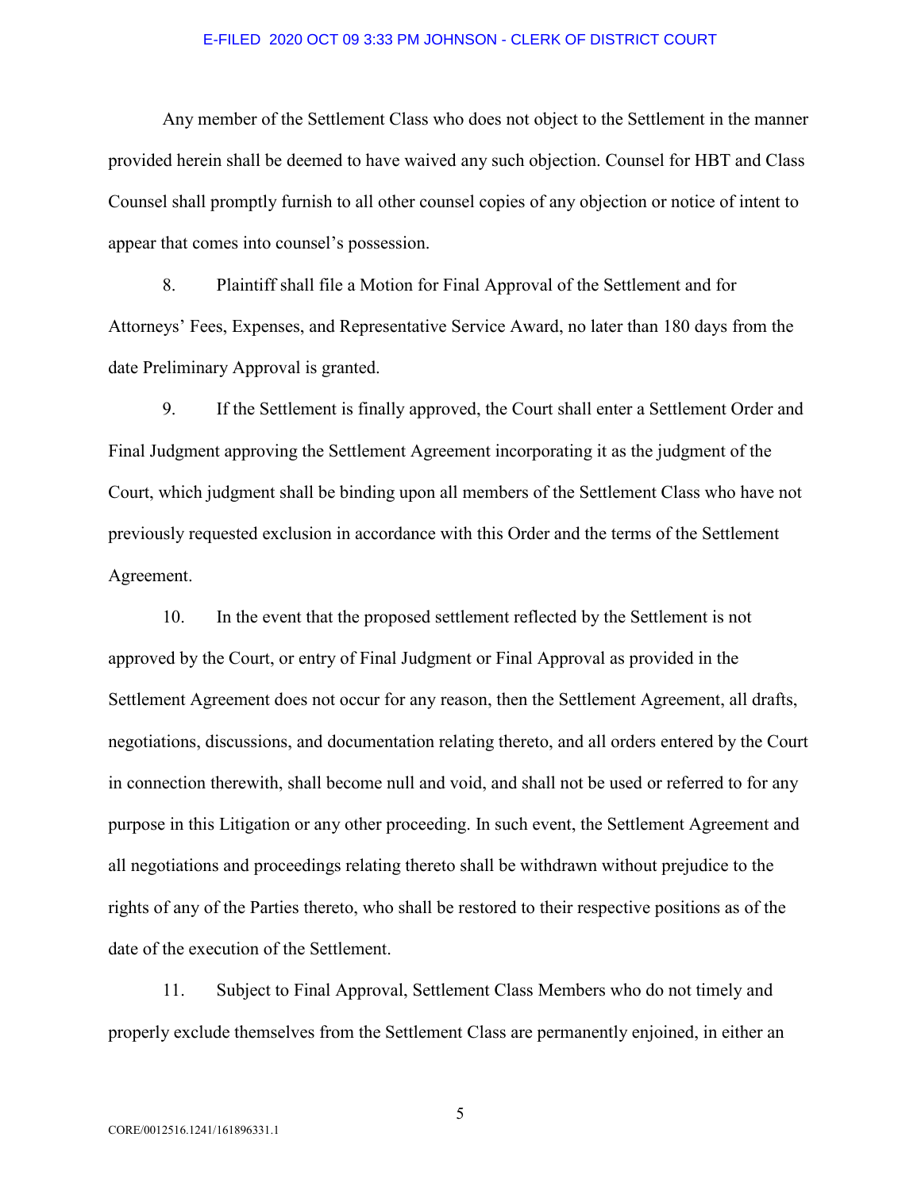Any member of the Settlement Class who does not object to the Settlement in the manner provided herein shall be deemed to have waived any such objection. Counsel for HBT and Class Counsel shall promptly furnish to all other counsel copies of any objection or notice of intent to appear that comes into counsel's possession.

8. Plaintiff shall file a Motion for Final Approval of the Settlement and for Attorneys' Fees, Expenses, and Representative Service Award, no later than 180 days from the date Preliminary Approval is granted.

9. If the Settlement is finally approved, the Court shall enter a Settlement Order and Final Judgment approving the Settlement Agreement incorporating it as the judgment of the Court, which judgment shall be binding upon all members of the Settlement Class who have not previously requested exclusion in accordance with this Order and the terms of the Settlement Agreement.

10. In the event that the proposed settlement reflected by the Settlement is not approved by the Court, or entry of Final Judgment or Final Approval as provided in the Settlement Agreement does not occur for any reason, then the Settlement Agreement, all drafts, negotiations, discussions, and documentation relating thereto, and all orders entered by the Court in connection therewith, shall become null and void, and shall not be used or referred to for any purpose in this Litigation or any other proceeding. In such event, the Settlement Agreement and all negotiations and proceedings relating thereto shall be withdrawn without prejudice to the rights of any of the Parties thereto, who shall be restored to their respective positions as of the date of the execution of the Settlement.

11. Subject to Final Approval, Settlement Class Members who do not timely and properly exclude themselves from the Settlement Class are permanently enjoined, in either an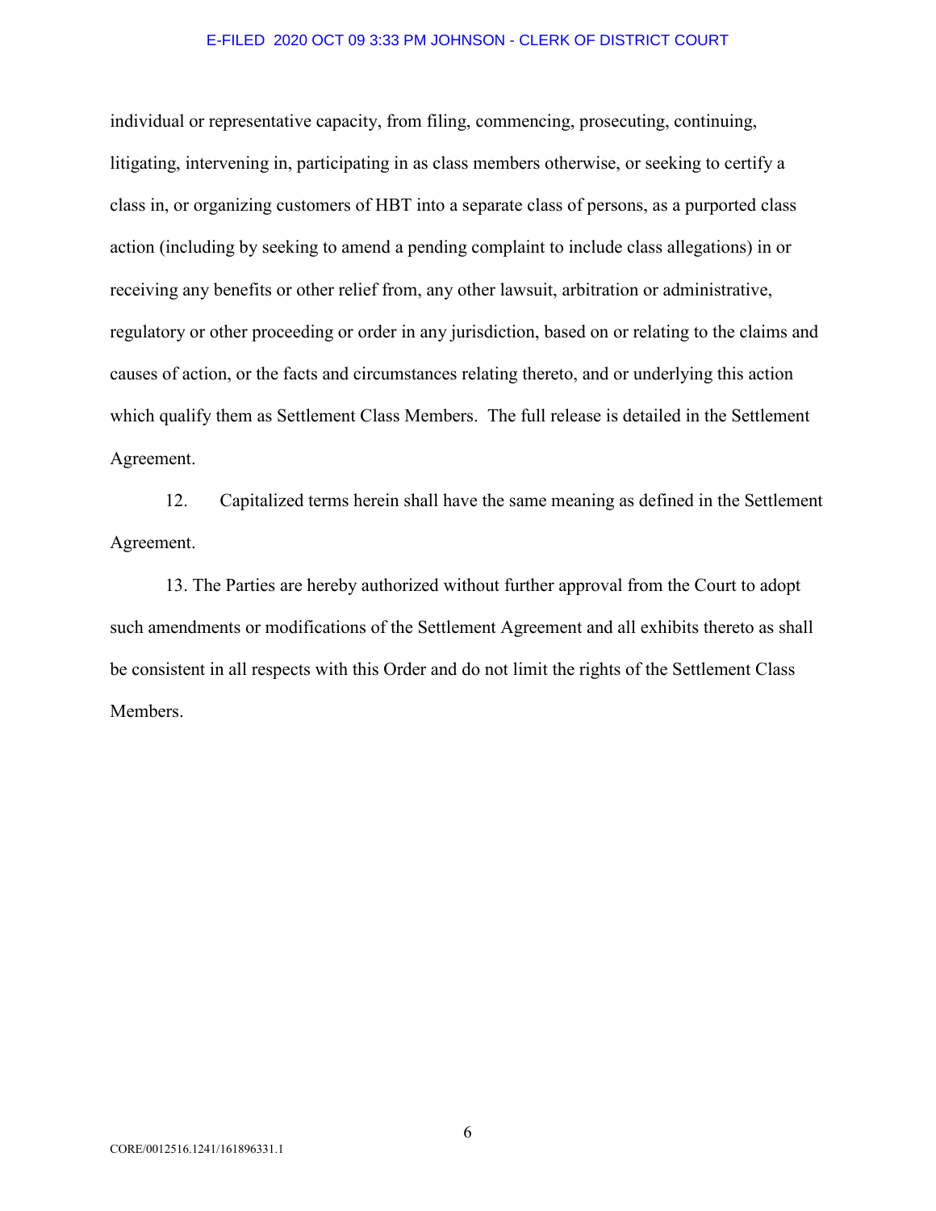individual or representative capacity, from filing, commencing, prosecuting, continuing, litigating, intervening in, participating in as class members otherwise, or seeking to certify a class in, or organizing customers of HBT into a separate class of persons, as a purported class action (including by seeking to amend a pending complaint to include class allegations) in or receiving any benefits or other relief from, any other lawsuit, arbitration or administrative, regulatory or other proceeding or order in any jurisdiction, based on or relating to the claims and causes of action, or the facts and circumstances relating thereto, and or underlying this action which qualify them as Settlement Class Members. The full release is detailed in the Settlement Agreement.

12. Capitalized terms herein shall have the same meaning as defined in the Settlement Agreement.

13. The Parties are hereby authorized without further approval from the Court to adopt such amendments or modifications of the Settlement Agreement and all exhibits thereto as shall be consistent in all respects with this Order and do not limit the rights of the Settlement Class Members.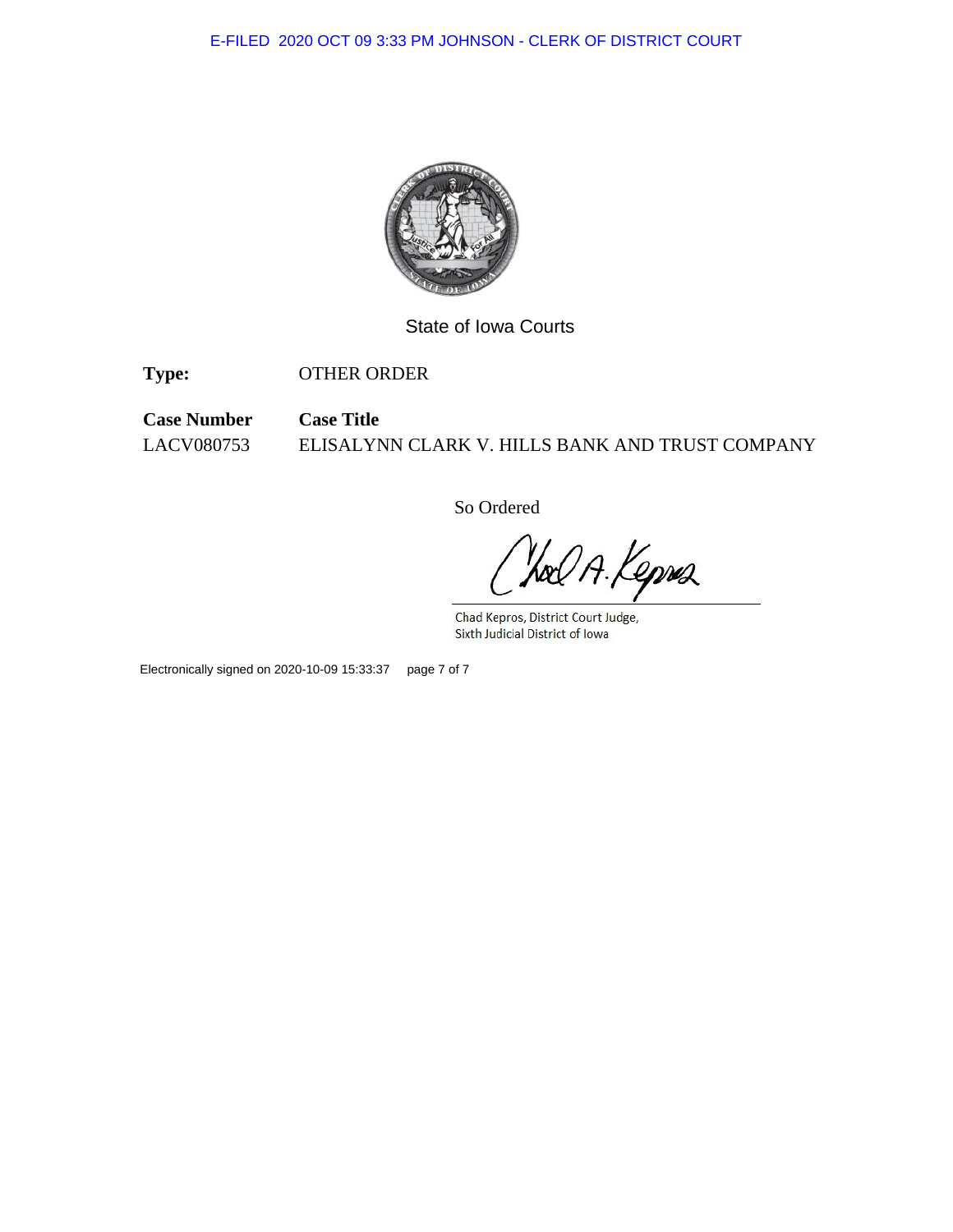E-FILED 2020 OCT 09 3:33 PM JOHNSON - CLERK OF DISTRICT COURT

State of Iowa Courts

**Type:** OTHER ORDER

| **Case Number** | **Case Title** |
|---|---|
| LACV080753 | ELISALYNN CLARK V. HILLS BANK AND TRUST COMPANY |

So Ordered

Chad Kepros, District Court Judge,
Sixth Judicial District of Iowa

Electronically signed on 2020-10-09 15:33:37